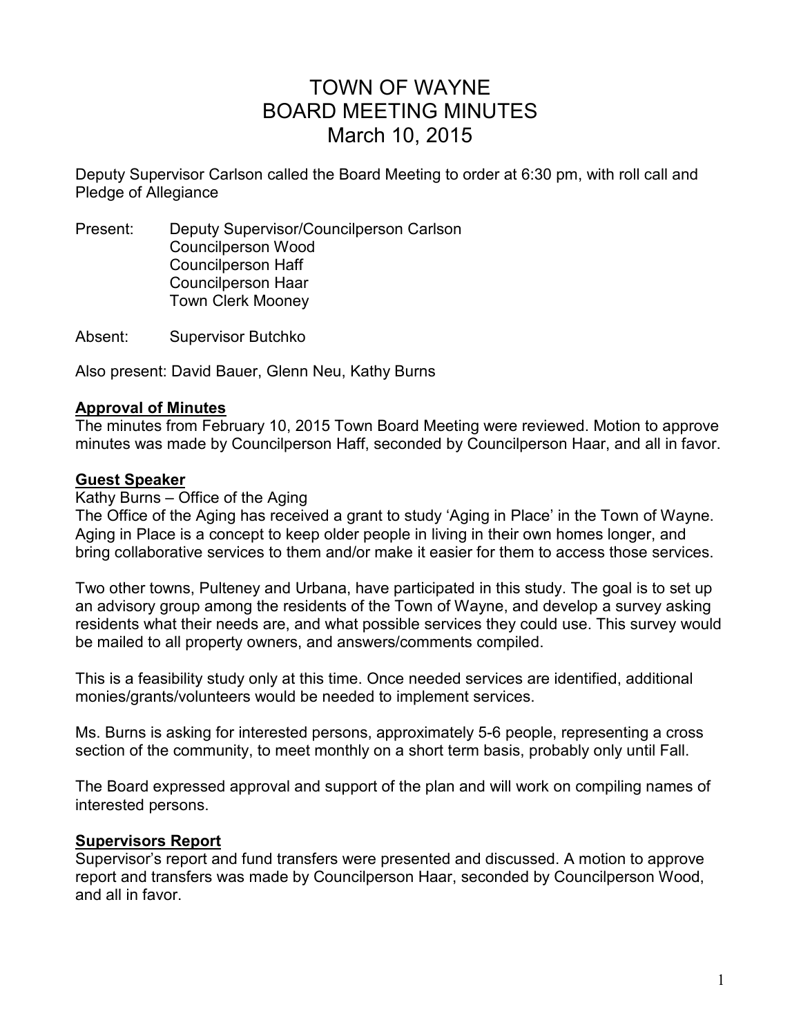# TOWN OF WAYNE
# BOARD MEETING MINUTES
# March 10, 2015

Deputy Supervisor Carlson called the Board Meeting to order at 6:30 pm, with roll call and Pledge of Allegiance

Present: Deputy Supervisor/Councilperson Carlson
Councilperson Wood
Councilperson Haff
Councilperson Haar
Town Clerk Mooney

Absent: Supervisor Butchko

Also present: David Bauer, Glenn Neu, Kathy Burns

**Approval of Minutes**

The minutes from February 10, 2015 Town Board Meeting were reviewed. Motion to approve minutes was made by Councilperson Haff, seconded by Councilperson Haar, and all in favor.

**Guest Speaker**

Kathy Burns – Office of the Aging

The Office of the Aging has received a grant to study 'Aging in Place' in the Town of Wayne. Aging in Place is a concept to keep older people in living in their own homes longer, and bring collaborative services to them and/or make it easier for them to access those services.

Two other towns, Pulteney and Urbana, have participated in this study. The goal is to set up an advisory group among the residents of the Town of Wayne, and develop a survey asking residents what their needs are, and what possible services they could use. This survey would be mailed to all property owners, and answers/comments compiled.

This is a feasibility study only at this time. Once needed services are identified, additional monies/grants/volunteers would be needed to implement services.

Ms. Burns is asking for interested persons, approximately 5-6 people, representing a cross section of the community, to meet monthly on a short term basis, probably only until Fall.

The Board expressed approval and support of the plan and will work on compiling names of interested persons.

**Supervisors Report**

Supervisor's report and fund transfers were presented and discussed. A motion to approve report and transfers was made by Councilperson Haar, seconded by Councilperson Wood, and all in favor.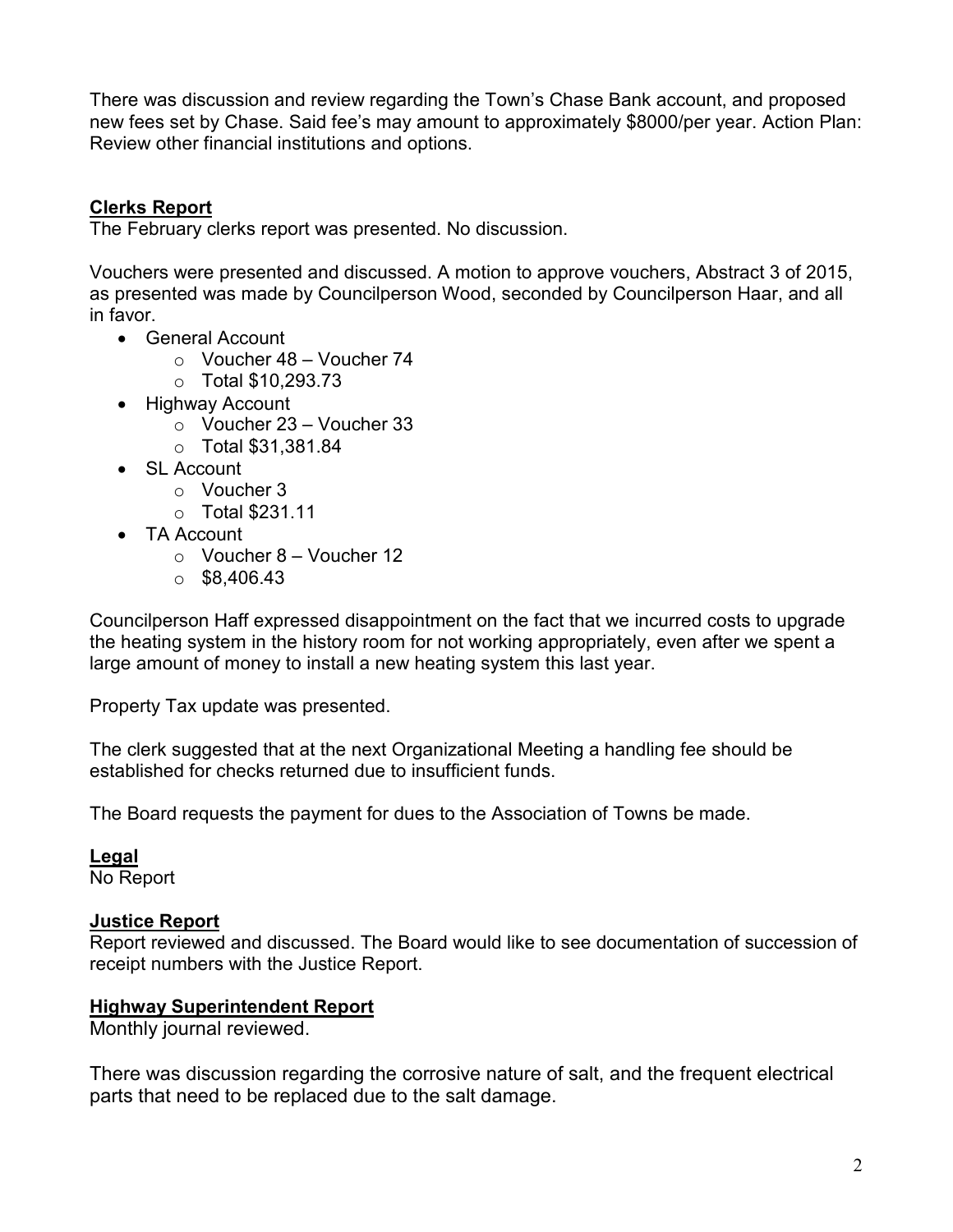There was discussion and review regarding the Town's Chase Bank account, and proposed new fees set by Chase. Said fee's may amount to approximately $8000/per year. Action Plan: Review other financial institutions and options.

**Clerks Report**

The February clerks report was presented. No discussion.

Vouchers were presented and discussed. A motion to approve vouchers, Abstract 3 of 2015, as presented was made by Councilperson Wood, seconded by Councilperson Haar, and all in favor.

- General Account
  - Voucher 48 – Voucher 74
  - Total $10,293.73
- Highway Account
  - Voucher 23 – Voucher 33
  - Total $31,381.84
- SL Account
  - Voucher 3
  - Total $231.11
- TA Account
  - Voucher 8 – Voucher 12
  - $8,406.43

Councilperson Haff expressed disappointment on the fact that we incurred costs to upgrade the heating system in the history room for not working appropriately, even after we spent a large amount of money to install a new heating system this last year.

Property Tax update was presented.

The clerk suggested that at the next Organizational Meeting a handling fee should be established for checks returned due to insufficient funds.

The Board requests the payment for dues to the Association of Towns be made.

**Legal**

No Report

**Justice Report**

Report reviewed and discussed. The Board would like to see documentation of succession of receipt numbers with the Justice Report.

**Highway Superintendent Report**

Monthly journal reviewed.

There was discussion regarding the corrosive nature of salt, and the frequent electrical parts that need to be replaced due to the salt damage.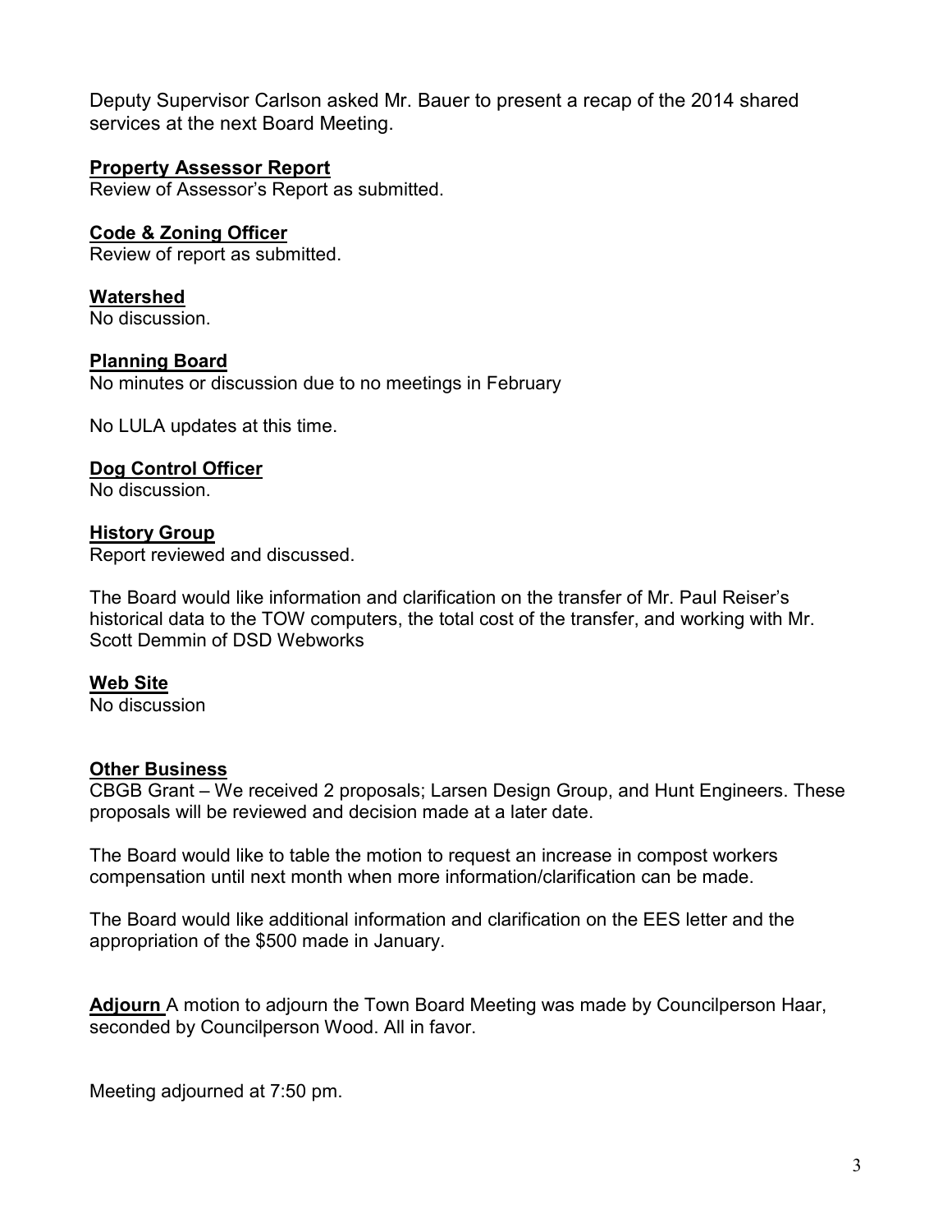Deputy Supervisor Carlson asked Mr. Bauer to present a recap of the 2014 shared services at the next Board Meeting.

**Property Assessor Report**
Review of Assessor's Report as submitted.

**Code & Zoning Officer**
Review of report as submitted.

**Watershed**
No discussion.

**Planning Board**
No minutes or discussion due to no meetings in February

No LULA updates at this time.

**Dog Control Officer**
No discussion.

**History Group**
Report reviewed and discussed.

The Board would like information and clarification on the transfer of Mr. Paul Reiser's historical data to the TOW computers, the total cost of the transfer, and working with Mr. Scott Demmin of DSD Webworks

**Web Site**
No discussion

**Other Business**
CBGB Grant – We received 2 proposals; Larsen Design Group, and Hunt Engineers. These proposals will be reviewed and decision made at a later date.

The Board would like to table the motion to request an increase in compost workers compensation until next month when more information/clarification can be made.

The Board would like additional information and clarification on the EES letter and the appropriation of the $500 made in January.

**Adjourn** A motion to adjourn the Town Board Meeting was made by Councilperson Haar, seconded by Councilperson Wood. All in favor.

Meeting adjourned at 7:50 pm.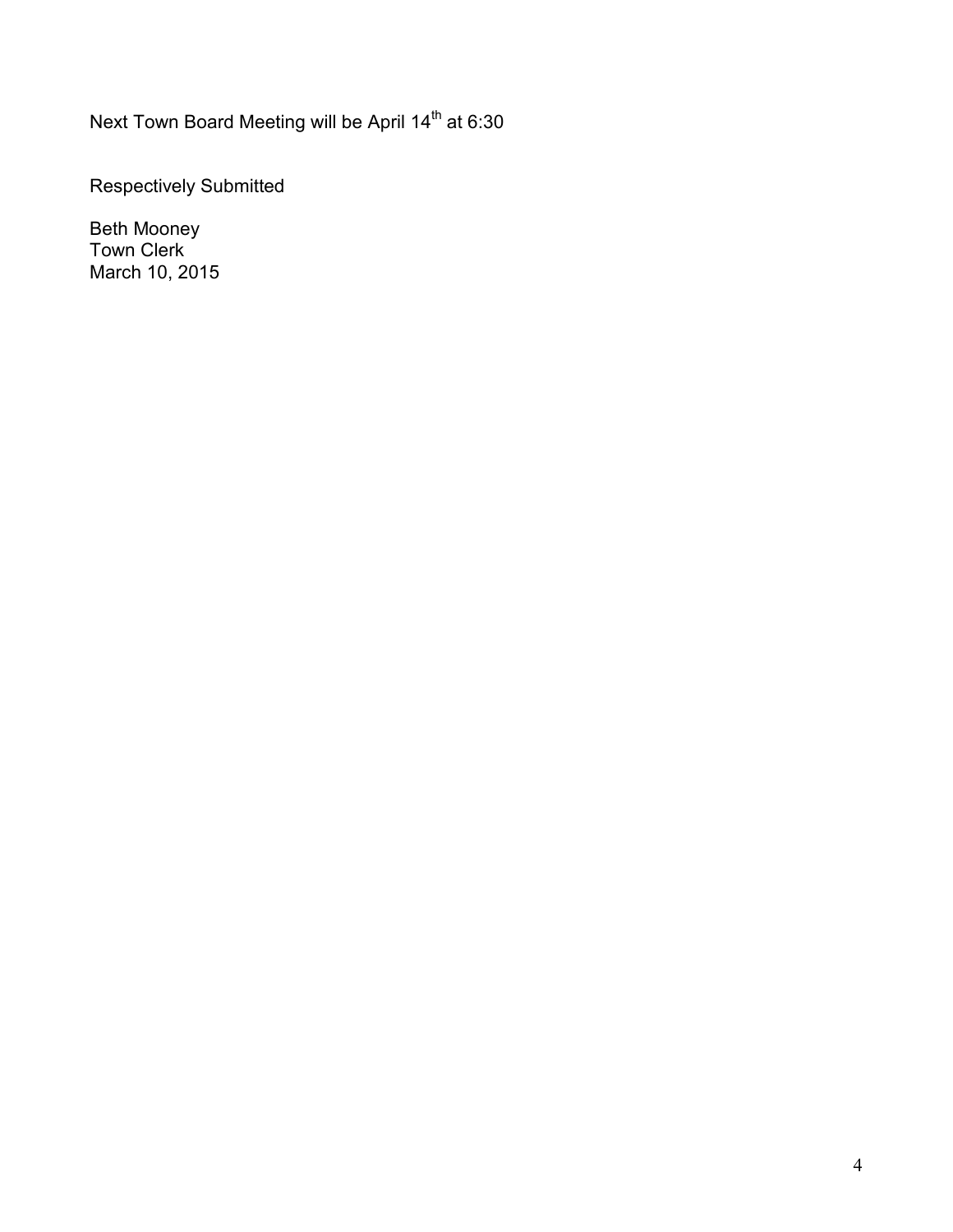Next Town Board Meeting will be April 14th at 6:30

Respectively Submitted

Beth Mooney  
Town Clerk  
March 10, 2015